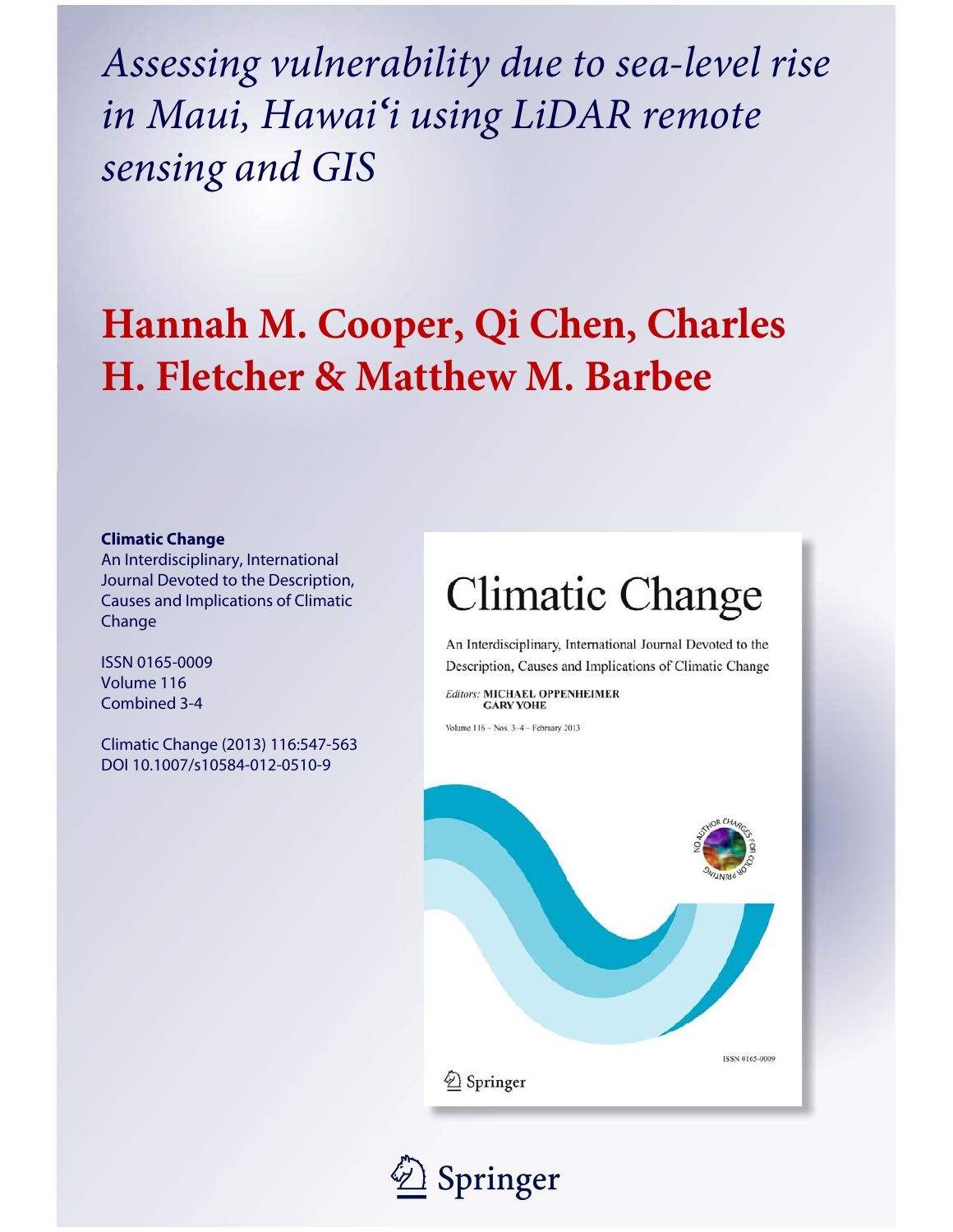# *Assessing vulnerability due to sea-level rise in Maui, Hawai'i using LiDAR remote sensing and GIS*

## Hannah M. Cooper, Qi Chen, Charles H. Fletcher & Matthew M. Barbee

**Climatic Change**
An Interdisciplinary, International Journal Devoted to the Description, Causes and Implications of Climatic Change

ISSN 0165-0009
Volume 116
Combined 3-4

Climatic Change (2013) 116:547-563
DOI 10.1007/s10584-012-0510-9

Climatic Change

An Interdisciplinary, International Journal Devoted to the Description, Causes and Implications of Climatic Change

*Editors:* MICHAEL OPPENHEIMER
GARY YOHE

Volume 116 – Nos. 3–4 – February 2013

NO AUTHOR CHARGES FOR COLOR PRINTING

ISSN 0165-0009

Springer

Springer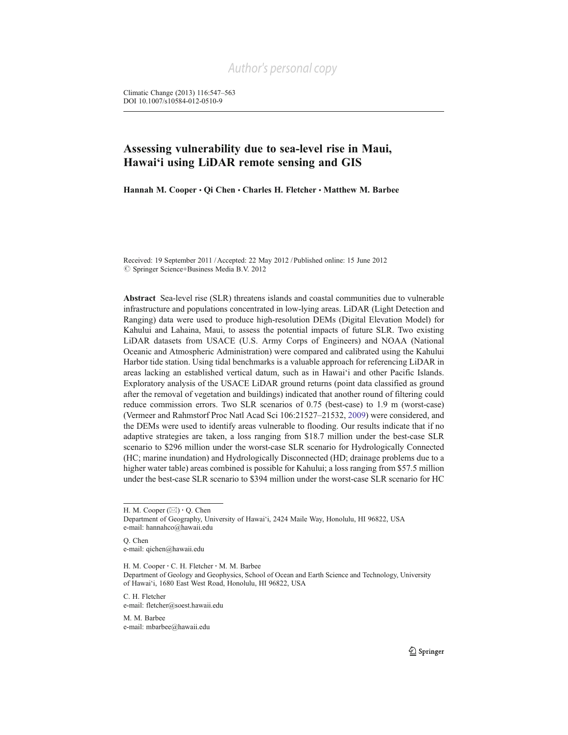# Assessing vulnerability due to sea-level rise in Maui, Hawai'i using LiDAR remote sensing and GIS

**Hannah M. Cooper · Qi Chen · Charles H. Fletcher · Matthew M. Barbee**

Received: 19 September 2011 / Accepted: 22 May 2012 / Published online: 15 June 2012
© Springer Science+Business Media B.V. 2012

**Abstract** Sea-level rise (SLR) threatens islands and coastal communities due to vulnerable infrastructure and populations concentrated in low-lying areas. LiDAR (Light Detection and Ranging) data were used to produce high-resolution DEMs (Digital Elevation Model) for Kahului and Lahaina, Maui, to assess the potential impacts of future SLR. Two existing LiDAR datasets from USACE (U.S. Army Corps of Engineers) and NOAA (National Oceanic and Atmospheric Administration) were compared and calibrated using the Kahului Harbor tide station. Using tidal benchmarks is a valuable approach for referencing LiDAR in areas lacking an established vertical datum, such as in Hawai'i and other Pacific Islands. Exploratory analysis of the USACE LiDAR ground returns (point data classified as ground after the removal of vegetation and buildings) indicated that another round of filtering could reduce commission errors. Two SLR scenarios of 0.75 (best-case) to 1.9 m (worst-case) (Vermeer and Rahmstorf Proc Natl Acad Sci 106:21527–21532, 2009) were considered, and the DEMs were used to identify areas vulnerable to flooding. Our results indicate that if no adaptive strategies are taken, a loss ranging from $18.7 million under the best-case SLR scenario to $296 million under the worst-case SLR scenario for Hydrologically Connected (HC; marine inundation) and Hydrologically Disconnected (HD; drainage problems due to a higher water table) areas combined is possible for Kahului; a loss ranging from $57.5 million under the best-case SLR scenario to $394 million under the worst-case SLR scenario for HC

---

H. M. Cooper (✉) · Q. Chen
Department of Geography, University of Hawai'i, 2424 Maile Way, Honolulu, HI 96822, USA
e-mail: hannahco@hawaii.edu

Q. Chen
e-mail: qichen@hawaii.edu

H. M. Cooper · C. H. Fletcher · M. M. Barbee
Department of Geology and Geophysics, School of Ocean and Earth Science and Technology, University of Hawai'i, 1680 East West Road, Honolulu, HI 96822, USA

C. H. Fletcher
e-mail: fletcher@soest.hawaii.edu

M. M. Barbee
e-mail: mbarbee@hawaii.edu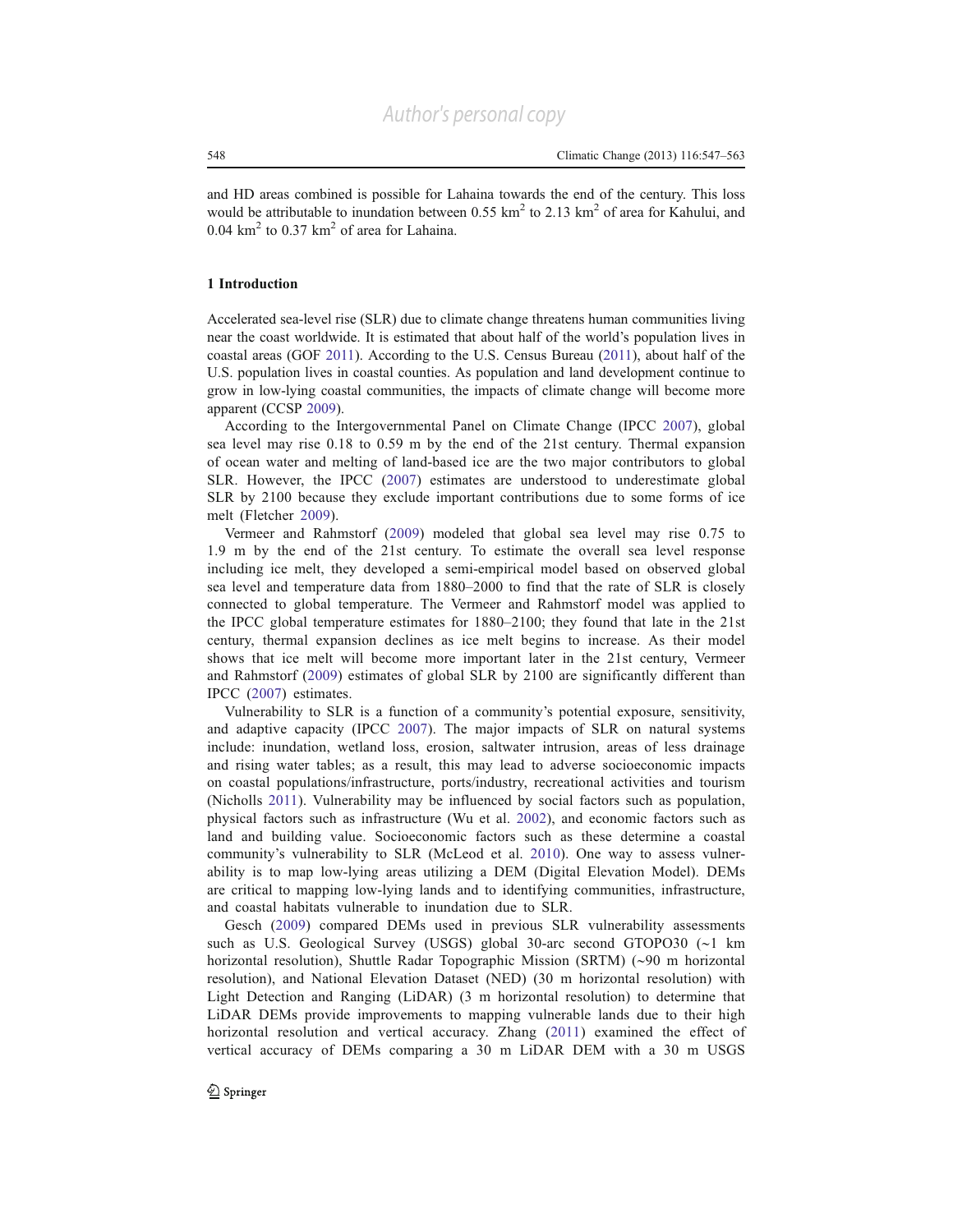and HD areas combined is possible for Lahaina towards the end of the century. This loss would be attributable to inundation between 0.55 $km^2$ to 2.13 $km^2$ of area for Kahului, and 0.04 $km^2$ to 0.37 $km^2$ of area for Lahaina.

## 1 Introduction

Accelerated sea-level rise (SLR) due to climate change threatens human communities living near the coast worldwide. It is estimated that about half of the world's population lives in coastal areas (GOF 2011). According to the U.S. Census Bureau (2011), about half of the U.S. population lives in coastal counties. As population and land development continue to grow in low-lying coastal communities, the impacts of climate change will become more apparent (CCSP 2009).

According to the Intergovernmental Panel on Climate Change (IPCC 2007), global sea level may rise 0.18 to 0.59 m by the end of the 21st century. Thermal expansion of ocean water and melting of land-based ice are the two major contributors to global SLR. However, the IPCC (2007) estimates are understood to underestimate global SLR by 2100 because they exclude important contributions due to some forms of ice melt (Fletcher 2009).

Vermeer and Rahmstorf (2009) modeled that global sea level may rise 0.75 to 1.9 m by the end of the 21st century. To estimate the overall sea level response including ice melt, they developed a semi-empirical model based on observed global sea level and temperature data from 1880–2000 to find that the rate of SLR is closely connected to global temperature. The Vermeer and Rahmstorf model was applied to the IPCC global temperature estimates for 1880–2100; they found that late in the 21st century, thermal expansion declines as ice melt begins to increase. As their model shows that ice melt will become more important later in the 21st century, Vermeer and Rahmstorf (2009) estimates of global SLR by 2100 are significantly different than IPCC (2007) estimates.

Vulnerability to SLR is a function of a community's potential exposure, sensitivity, and adaptive capacity (IPCC 2007). The major impacts of SLR on natural systems include: inundation, wetland loss, erosion, saltwater intrusion, areas of less drainage and rising water tables; as a result, this may lead to adverse socioeconomic impacts on coastal populations/infrastructure, ports/industry, recreational activities and tourism (Nicholls 2011). Vulnerability may be influenced by social factors such as population, physical factors such as infrastructure (Wu et al. 2002), and economic factors such as land and building value. Socioeconomic factors such as these determine a coastal community's vulnerability to SLR (McLeod et al. 2010). One way to assess vulnerability is to map low-lying areas utilizing a DEM (Digital Elevation Model). DEMs are critical to mapping low-lying lands and to identifying communities, infrastructure, and coastal habitats vulnerable to inundation due to SLR.

Gesch (2009) compared DEMs used in previous SLR vulnerability assessments such as U.S. Geological Survey (USGS) global 30-arc second GTOPO30 (~1 km horizontal resolution), Shuttle Radar Topographic Mission (SRTM) (~90 m horizontal resolution), and National Elevation Dataset (NED) (30 m horizontal resolution) with Light Detection and Ranging (LiDAR) (3 m horizontal resolution) to determine that LiDAR DEMs provide improvements to mapping vulnerable lands due to their high horizontal resolution and vertical accuracy. Zhang (2011) examined the effect of vertical accuracy of DEMs comparing a 30 m LiDAR DEM with a 30 m USGS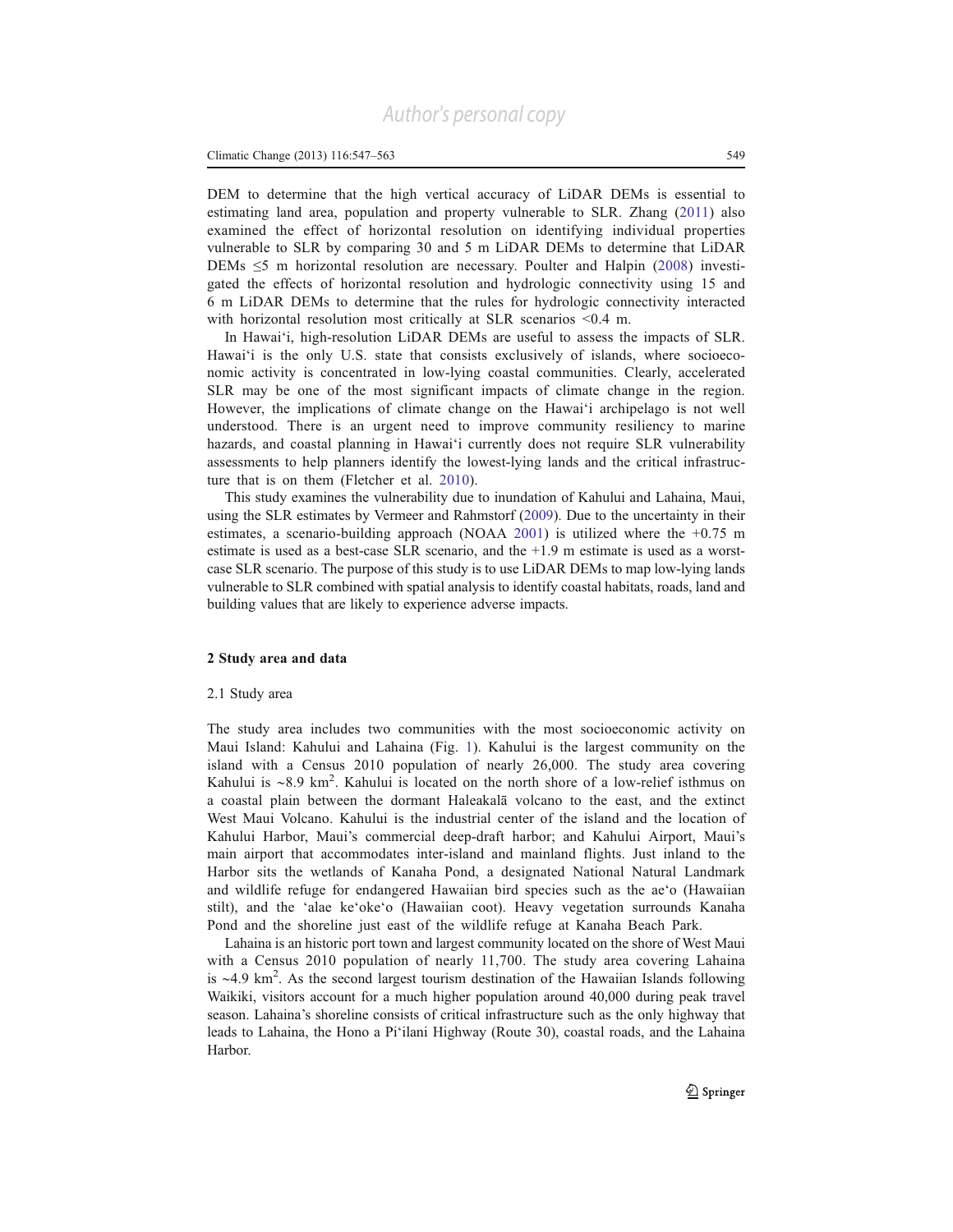DEM to determine that the high vertical accuracy of LiDAR DEMs is essential to estimating land area, population and property vulnerable to SLR. Zhang (2011) also examined the effect of horizontal resolution on identifying individual properties vulnerable to SLR by comparing 30 and 5 m LiDAR DEMs to determine that LiDAR DEMs ≤5 m horizontal resolution are necessary. Poulter and Halpin (2008) investigated the effects of horizontal resolution and hydrologic connectivity using 15 and 6 m LiDAR DEMs to determine that the rules for hydrologic connectivity interacted with horizontal resolution most critically at SLR scenarios <0.4 m.

In Hawai'i, high-resolution LiDAR DEMs are useful to assess the impacts of SLR. Hawai'i is the only U.S. state that consists exclusively of islands, where socioeconomic activity is concentrated in low-lying coastal communities. Clearly, accelerated SLR may be one of the most significant impacts of climate change in the region. However, the implications of climate change on the Hawai'i archipelago is not well understood. There is an urgent need to improve community resiliency to marine hazards, and coastal planning in Hawai'i currently does not require SLR vulnerability assessments to help planners identify the lowest-lying lands and the critical infrastructure that is on them (Fletcher et al. 2010).

This study examines the vulnerability due to inundation of Kahului and Lahaina, Maui, using the SLR estimates by Vermeer and Rahmstorf (2009). Due to the uncertainty in their estimates, a scenario-building approach (NOAA 2001) is utilized where the +0.75 m estimate is used as a best-case SLR scenario, and the +1.9 m estimate is used as a worst-case SLR scenario. The purpose of this study is to use LiDAR DEMs to map low-lying lands vulnerable to SLR combined with spatial analysis to identify coastal habitats, roads, land and building values that are likely to experience adverse impacts.

## 2 Study area and data

### 2.1 Study area

The study area includes two communities with the most socioeconomic activity on Maui Island: Kahului and Lahaina (Fig. 1). Kahului is the largest community on the island with a Census 2010 population of nearly 26,000. The study area covering Kahului is ~8.9 km$^2$. Kahului is located on the north shore of a low-relief isthmus on a coastal plain between the dormant Haleakalā volcano to the east, and the extinct West Maui Volcano. Kahului is the industrial center of the island and the location of Kahului Harbor, Maui's commercial deep-draft harbor; and Kahului Airport, Maui's main airport that accommodates inter-island and mainland flights. Just inland to the Harbor sits the wetlands of Kanaha Pond, a designated National Natural Landmark and wildlife refuge for endangered Hawaiian bird species such as the ae'o (Hawaiian stilt), and the 'alae ke'oke'o (Hawaiian coot). Heavy vegetation surrounds Kanaha Pond and the shoreline just east of the wildlife refuge at Kanaha Beach Park.

Lahaina is an historic port town and largest community located on the shore of West Maui with a Census 2010 population of nearly 11,700. The study area covering Lahaina is ~4.9 km$^2$. As the second largest tourism destination of the Hawaiian Islands following Waikiki, visitors account for a much higher population around 40,000 during peak travel season. Lahaina's shoreline consists of critical infrastructure such as the only highway that leads to Lahaina, the Hono a Pi'ilani Highway (Route 30), coastal roads, and the Lahaina Harbor.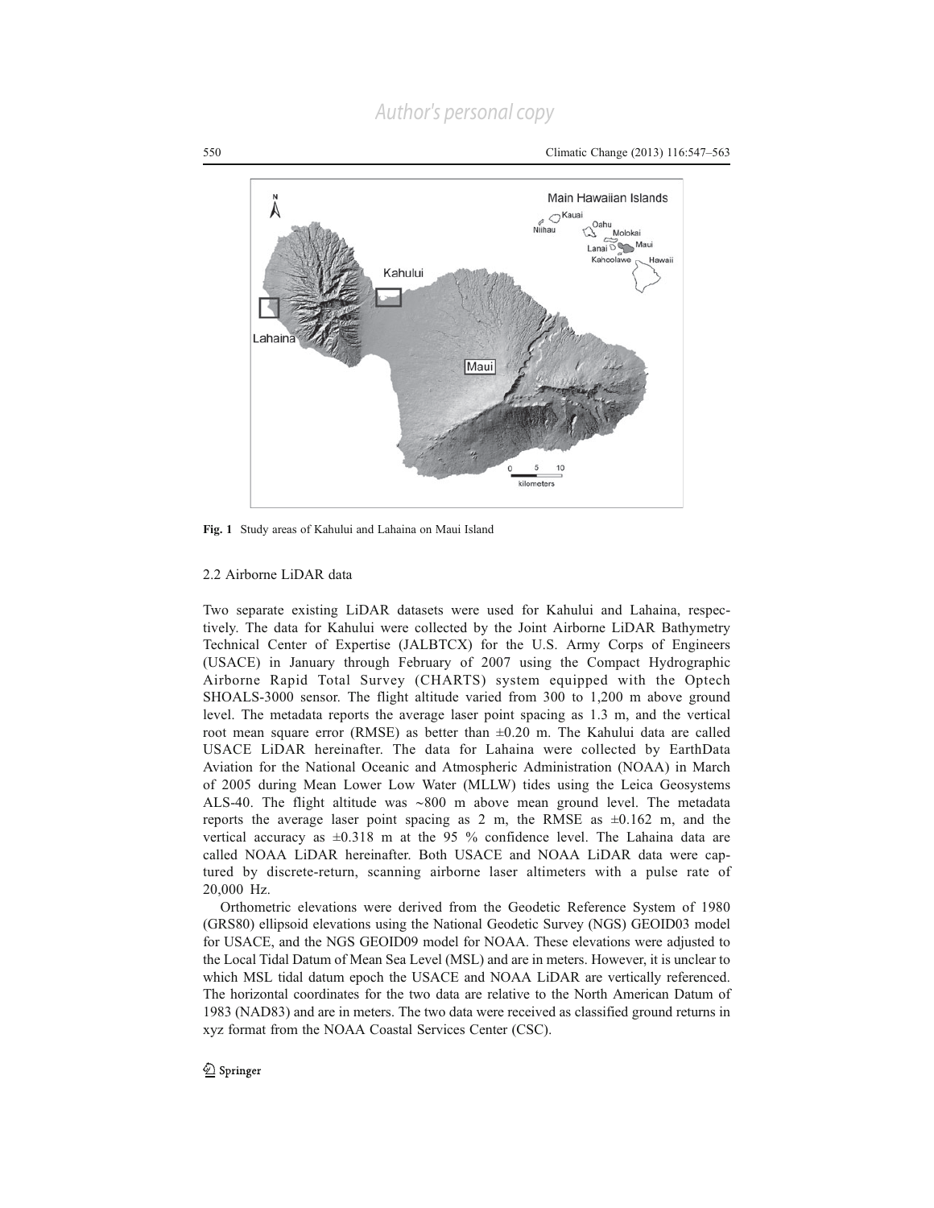Fig. 1 Study areas of Kahului and Lahaina on Maui Island

2.2 Airborne LiDAR data

Two separate existing LiDAR datasets were used for Kahului and Lahaina, respectively. The data for Kahului were collected by the Joint Airborne LiDAR Bathymetry Technical Center of Expertise (JALBTCX) for the U.S. Army Corps of Engineers (USACE) in January through February of 2007 using the Compact Hydrographic Airborne Rapid Total Survey (CHARTS) system equipped with the Optech SHOALS-3000 sensor. The flight altitude varied from 300 to 1,200 m above ground level. The metadata reports the average laser point spacing as 1.3 m, and the vertical root mean square error (RMSE) as better than ±0.20 m. The Kahului data are called USACE LiDAR hereinafter. The data for Lahaina were collected by EarthData Aviation for the National Oceanic and Atmospheric Administration (NOAA) in March of 2005 during Mean Lower Low Water (MLLW) tides using the Leica Geosystems ALS-40. The flight altitude was ~800 m above mean ground level. The metadata reports the average laser point spacing as 2 m, the RMSE as ±0.162 m, and the vertical accuracy as ±0.318 m at the 95 % confidence level. The Lahaina data are called NOAA LiDAR hereinafter. Both USACE and NOAA LiDAR data were captured by discrete-return, scanning airborne laser altimeters with a pulse rate of 20,000 Hz.

Orthometric elevations were derived from the Geodetic Reference System of 1980 (GRS80) ellipsoid elevations using the National Geodetic Survey (NGS) GEOID03 model for USACE, and the NGS GEOID09 model for NOAA. These elevations were adjusted to the Local Tidal Datum of Mean Sea Level (MSL) and are in meters. However, it is unclear to which MSL tidal datum epoch the USACE and NOAA LiDAR are vertically referenced. The horizontal coordinates for the two data are relative to the North American Datum of 1983 (NAD83) and are in meters. The two data were received as classified ground returns in xyz format from the NOAA Coastal Services Center (CSC).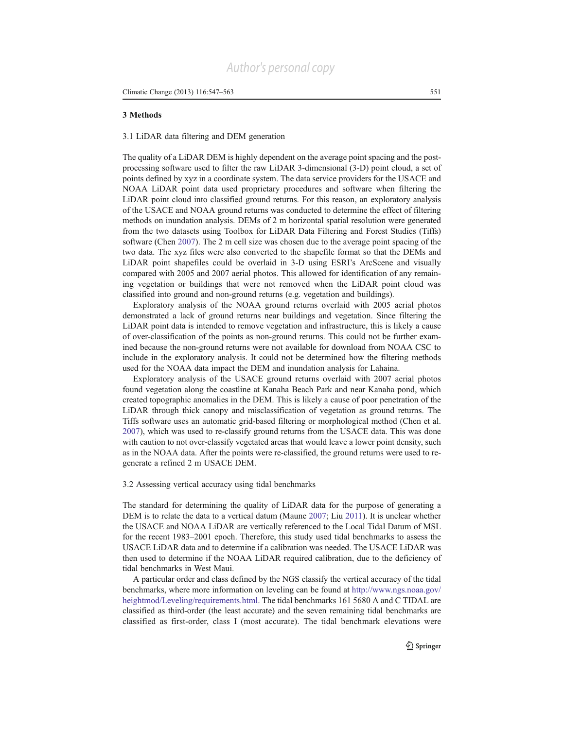## 3 Methods

### 3.1 LiDAR data filtering and DEM generation

The quality of a LiDAR DEM is highly dependent on the average point spacing and the post-processing software used to filter the raw LiDAR 3-dimensional (3-D) point cloud, a set of points defined by xyz in a coordinate system. The data service providers for the USACE and NOAA LiDAR point data used proprietary procedures and software when filtering the LiDAR point cloud into classified ground returns. For this reason, an exploratory analysis of the USACE and NOAA ground returns was conducted to determine the effect of filtering methods on inundation analysis. DEMs of 2 m horizontal spatial resolution were generated from the two datasets using Toolbox for LiDAR Data Filtering and Forest Studies (Tiffs) software (Chen 2007). The 2 m cell size was chosen due to the average point spacing of the two data. The xyz files were also converted to the shapefile format so that the DEMs and LiDAR point shapefiles could be overlaid in 3-D using ESRI's ArcScene and visually compared with 2005 and 2007 aerial photos. This allowed for identification of any remaining vegetation or buildings that were not removed when the LiDAR point cloud was classified into ground and non-ground returns (e.g. vegetation and buildings).

Exploratory analysis of the NOAA ground returns overlaid with 2005 aerial photos demonstrated a lack of ground returns near buildings and vegetation. Since filtering the LiDAR point data is intended to remove vegetation and infrastructure, this is likely a cause of over-classification of the points as non-ground returns. This could not be further examined because the non-ground returns were not available for download from NOAA CSC to include in the exploratory analysis. It could not be determined how the filtering methods used for the NOAA data impact the DEM and inundation analysis for Lahaina.

Exploratory analysis of the USACE ground returns overlaid with 2007 aerial photos found vegetation along the coastline at Kanaha Beach Park and near Kanaha pond, which created topographic anomalies in the DEM. This is likely a cause of poor penetration of the LiDAR through thick canopy and misclassification of vegetation as ground returns. The Tiffs software uses an automatic grid-based filtering or morphological method (Chen et al. 2007), which was used to re-classify ground returns from the USACE data. This was done with caution to not over-classify vegetated areas that would leave a lower point density, such as in the NOAA data. After the points were re-classified, the ground returns were used to re-generate a refined 2 m USACE DEM.

### 3.2 Assessing vertical accuracy using tidal benchmarks

The standard for determining the quality of LiDAR data for the purpose of generating a DEM is to relate the data to a vertical datum (Maune 2007; Liu 2011). It is unclear whether the USACE and NOAA LiDAR are vertically referenced to the Local Tidal Datum of MSL for the recent 1983–2001 epoch. Therefore, this study used tidal benchmarks to assess the USACE LiDAR data and to determine if a calibration was needed. The USACE LiDAR was then used to determine if the NOAA LiDAR required calibration, due to the deficiency of tidal benchmarks in West Maui.

A particular order and class defined by the NGS classify the vertical accuracy of the tidal benchmarks, where more information on leveling can be found at http://www.ngs.noaa.gov/heightmod/Leveling/requirements.html. The tidal benchmarks 161 5680 A and C TIDAL are classified as third-order (the least accurate) and the seven remaining tidal benchmarks are classified as first-order, class I (most accurate). The tidal benchmark elevations were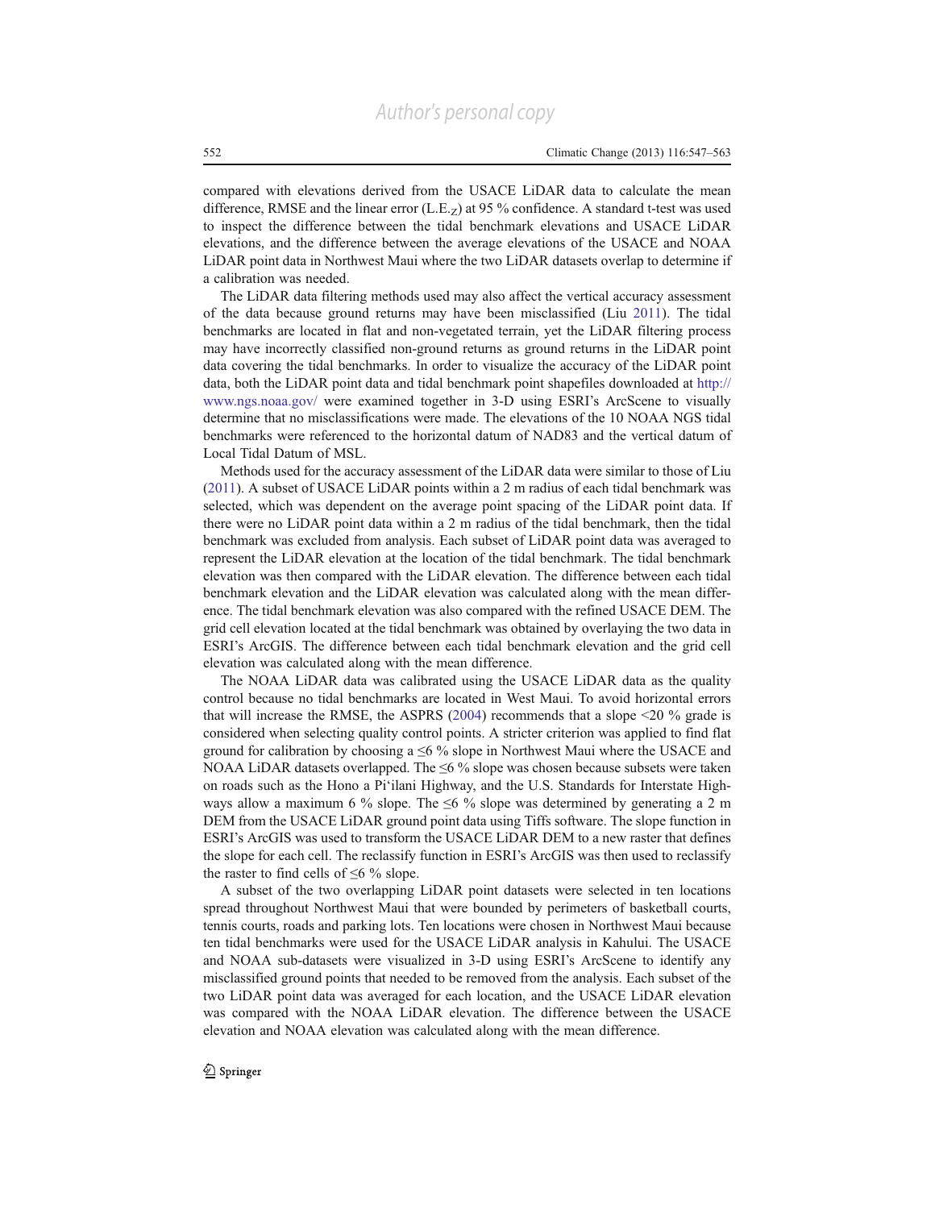compared with elevations derived from the USACE LiDAR data to calculate the mean difference, RMSE and the linear error ($L.E._Z$) at 95 % confidence. A standard t-test was used to inspect the difference between the tidal benchmark elevations and USACE LiDAR elevations, and the difference between the average elevations of the USACE and NOAA LiDAR point data in Northwest Maui where the two LiDAR datasets overlap to determine if a calibration was needed.

The LiDAR data filtering methods used may also affect the vertical accuracy assessment of the data because ground returns may have been misclassified (Liu 2011). The tidal benchmarks are located in flat and non-vegetated terrain, yet the LiDAR filtering process may have incorrectly classified non-ground returns as ground returns in the LiDAR point data covering the tidal benchmarks. In order to visualize the accuracy of the LiDAR point data, both the LiDAR point data and tidal benchmark point shapefiles downloaded at http://www.ngs.noaa.gov/ were examined together in 3-D using ESRI's ArcScene to visually determine that no misclassifications were made. The elevations of the 10 NOAA NGS tidal benchmarks were referenced to the horizontal datum of NAD83 and the vertical datum of Local Tidal Datum of MSL.

Methods used for the accuracy assessment of the LiDAR data were similar to those of Liu (2011). A subset of USACE LiDAR points within a 2 m radius of each tidal benchmark was selected, which was dependent on the average point spacing of the LiDAR point data. If there were no LiDAR point data within a 2 m radius of the tidal benchmark, then the tidal benchmark was excluded from analysis. Each subset of LiDAR point data was averaged to represent the LiDAR elevation at the location of the tidal benchmark. The tidal benchmark elevation was then compared with the LiDAR elevation. The difference between each tidal benchmark elevation and the LiDAR elevation was calculated along with the mean difference. The tidal benchmark elevation was also compared with the refined USACE DEM. The grid cell elevation located at the tidal benchmark was obtained by overlaying the two data in ESRI's ArcGIS. The difference between each tidal benchmark elevation and the grid cell elevation was calculated along with the mean difference.

The NOAA LiDAR data was calibrated using the USACE LiDAR data as the quality control because no tidal benchmarks are located in West Maui. To avoid horizontal errors that will increase the RMSE, the ASPRS (2004) recommends that a slope <20 % grade is considered when selecting quality control points. A stricter criterion was applied to find flat ground for calibration by choosing a ≤6 % slope in Northwest Maui where the USACE and NOAA LiDAR datasets overlapped. The ≤6 % slope was chosen because subsets were taken on roads such as the Hono a Pi'ilani Highway, and the U.S. Standards for Interstate Highways allow a maximum 6 % slope. The ≤6 % slope was determined by generating a 2 m DEM from the USACE LiDAR ground point data using Tiffs software. The slope function in ESRI's ArcGIS was used to transform the USACE LiDAR DEM to a new raster that defines the slope for each cell. The reclassify function in ESRI's ArcGIS was then used to reclassify the raster to find cells of ≤6 % slope.

A subset of the two overlapping LiDAR point datasets were selected in ten locations spread throughout Northwest Maui that were bounded by perimeters of basketball courts, tennis courts, roads and parking lots. Ten locations were chosen in Northwest Maui because ten tidal benchmarks were used for the USACE LiDAR analysis in Kahului. The USACE and NOAA sub-datasets were visualized in 3-D using ESRI's ArcScene to identify any misclassified ground points that needed to be removed from the analysis. Each subset of the two LiDAR point data was averaged for each location, and the USACE LiDAR elevation was compared with the NOAA LiDAR elevation. The difference between the USACE elevation and NOAA elevation was calculated along with the mean difference.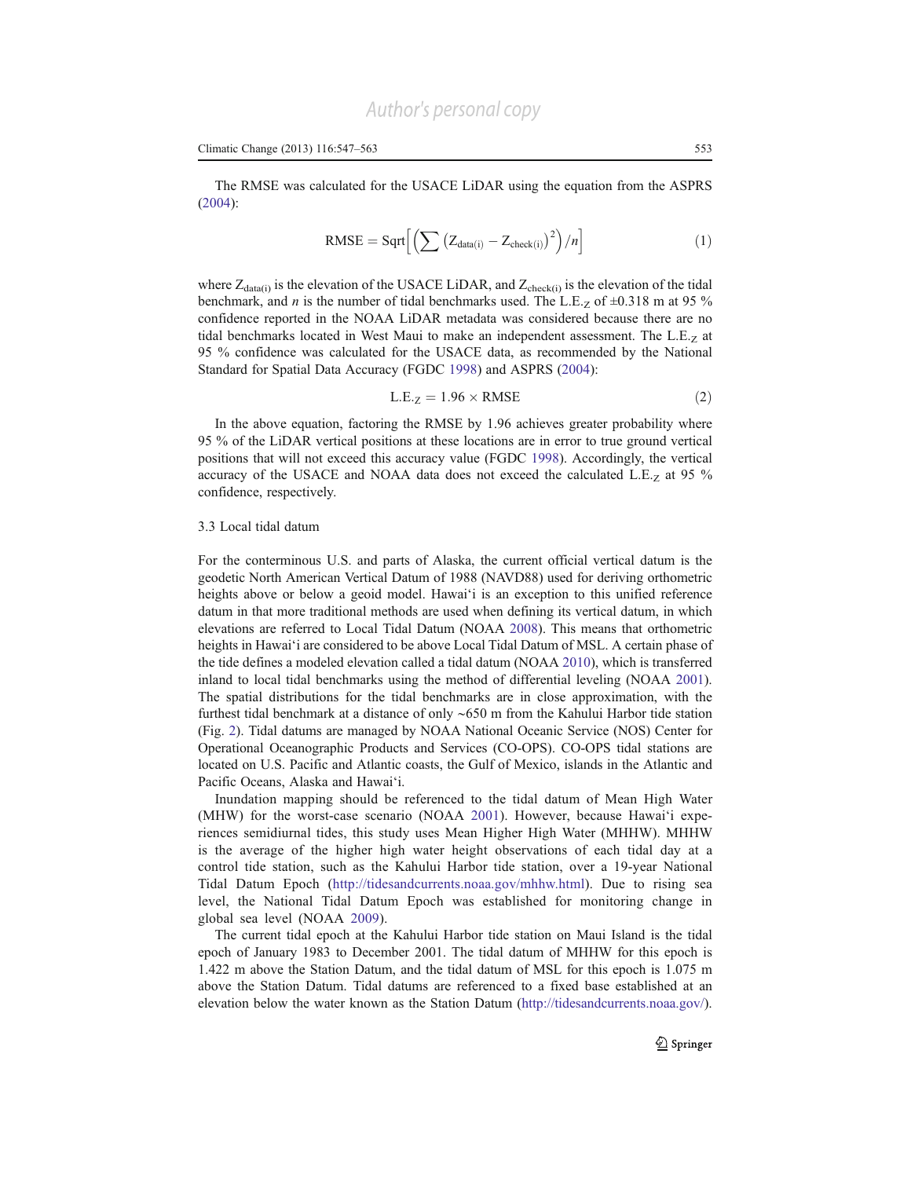The RMSE was calculated for the USACE LiDAR using the equation from the ASPRS (2004):

$$\text{RMSE} = \text{Sqrt}\left[\left(\sum \left(Z_{\text{data(i)}} - Z_{\text{check(i)}}\right)^2\right)/n\right] \tag{1}$$

where $Z_{\text{data(i)}}$ is the elevation of the USACE LiDAR, and $Z_{\text{check(i)}}$ is the elevation of the tidal benchmark, and $n$ is the number of tidal benchmarks used. The $\text{L.E.}_Z$ of ±0.318 m at 95 % confidence reported in the NOAA LiDAR metadata was considered because there are no tidal benchmarks located in West Maui to make an independent assessment. The $\text{L.E.}_Z$ at 95 % confidence was calculated for the USACE data, as recommended by the National Standard for Spatial Data Accuracy (FGDC 1998) and ASPRS (2004):

$$\text{L.E.}_Z = 1.96 \times \text{RMSE} \tag{2}$$

In the above equation, factoring the RMSE by 1.96 achieves greater probability where 95 % of the LiDAR vertical positions at these locations are in error to true ground vertical positions that will not exceed this accuracy value (FGDC 1998). Accordingly, the vertical accuracy of the USACE and NOAA data does not exceed the calculated $\text{L.E.}_Z$ at 95 % confidence, respectively.

### 3.3 Local tidal datum

For the conterminous U.S. and parts of Alaska, the current official vertical datum is the geodetic North American Vertical Datum of 1988 (NAVD88) used for deriving orthometric heights above or below a geoid model. Hawai'i is an exception to this unified reference datum in that more traditional methods are used when defining its vertical datum, in which elevations are referred to Local Tidal Datum (NOAA 2008). This means that orthometric heights in Hawai'i are considered to be above Local Tidal Datum of MSL. A certain phase of the tide defines a modeled elevation called a tidal datum (NOAA 2010), which is transferred inland to local tidal benchmarks using the method of differential leveling (NOAA 2001). The spatial distributions for the tidal benchmarks are in close approximation, with the furthest tidal benchmark at a distance of only ~650 m from the Kahului Harbor tide station (Fig. 2). Tidal datums are managed by NOAA National Oceanic Service (NOS) Center for Operational Oceanographic Products and Services (CO-OPS). CO-OPS tidal stations are located on U.S. Pacific and Atlantic coasts, the Gulf of Mexico, islands in the Atlantic and Pacific Oceans, Alaska and Hawai'i.

Inundation mapping should be referenced to the tidal datum of Mean High Water (MHW) for the worst-case scenario (NOAA 2001). However, because Hawai'i experiences semidiurnal tides, this study uses Mean Higher High Water (MHHW). MHHW is the average of the higher high water height observations of each tidal day at a control tide station, such as the Kahului Harbor tide station, over a 19-year National Tidal Datum Epoch (http://tidesandcurrents.noaa.gov/mhhw.html). Due to rising sea level, the National Tidal Datum Epoch was established for monitoring change in global sea level (NOAA 2009).

The current tidal epoch at the Kahului Harbor tide station on Maui Island is the tidal epoch of January 1983 to December 2001. The tidal datum of MHHW for this epoch is 1.422 m above the Station Datum, and the tidal datum of MSL for this epoch is 1.075 m above the Station Datum. Tidal datums are referenced to a fixed base established at an elevation below the water known as the Station Datum (http://tidesandcurrents.noaa.gov/).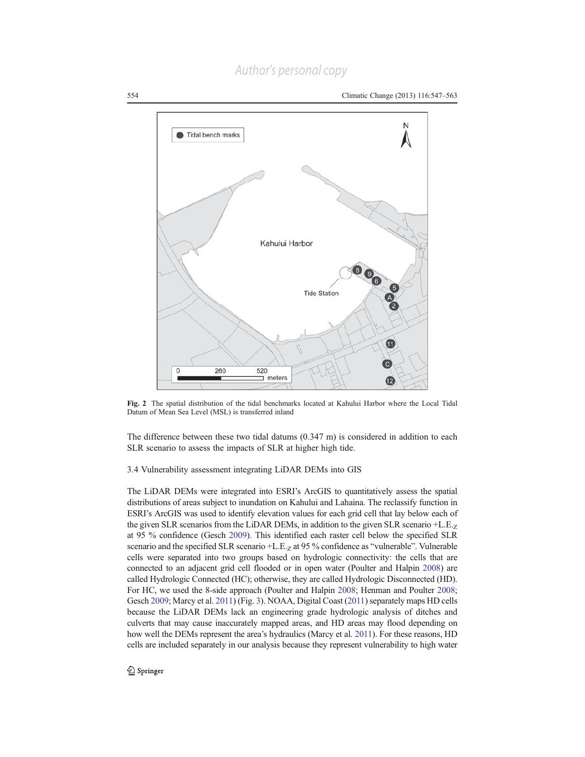Fig. 2 The spatial distribution of the tidal benchmarks located at Kahului Harbor where the Local Tidal Datum of Mean Sea Level (MSL) is transferred inland

The difference between these two tidal datums (0.347 m) is considered in addition to each SLR scenario to assess the impacts of SLR at higher high tide.

### 3.4 Vulnerability assessment integrating LiDAR DEMs into GIS

The LiDAR DEMs were integrated into ESRI's ArcGIS to quantitatively assess the spatial distributions of areas subject to inundation on Kahului and Lahaina. The reclassify function in ESRI's ArcGIS was used to identify elevation values for each grid cell that lay below each of the given SLR scenarios from the LiDAR DEMs, in addition to the given SLR scenario $+L.E._Z$ at 95 % confidence (Gesch 2009). This identified each raster cell below the specified SLR scenario and the specified SLR scenario $+L.E._Z$ at 95 % confidence as "vulnerable". Vulnerable cells were separated into two groups based on hydrologic connectivity: the cells that are connected to an adjacent grid cell flooded or in open water (Poulter and Halpin 2008) are called Hydrologic Connected (HC); otherwise, they are called Hydrologic Disconnected (HD). For HC, we used the 8-side approach (Poulter and Halpin 2008; Henman and Poulter 2008; Gesch 2009; Marcy et al. 2011) (Fig. 3). NOAA, Digital Coast (2011) separately maps HD cells because the LiDAR DEMs lack an engineering grade hydrologic analysis of ditches and culverts that may cause inaccurately mapped areas, and HD areas may flood depending on how well the DEMs represent the area's hydraulics (Marcy et al. 2011). For these reasons, HD cells are included separately in our analysis because they represent vulnerability to high water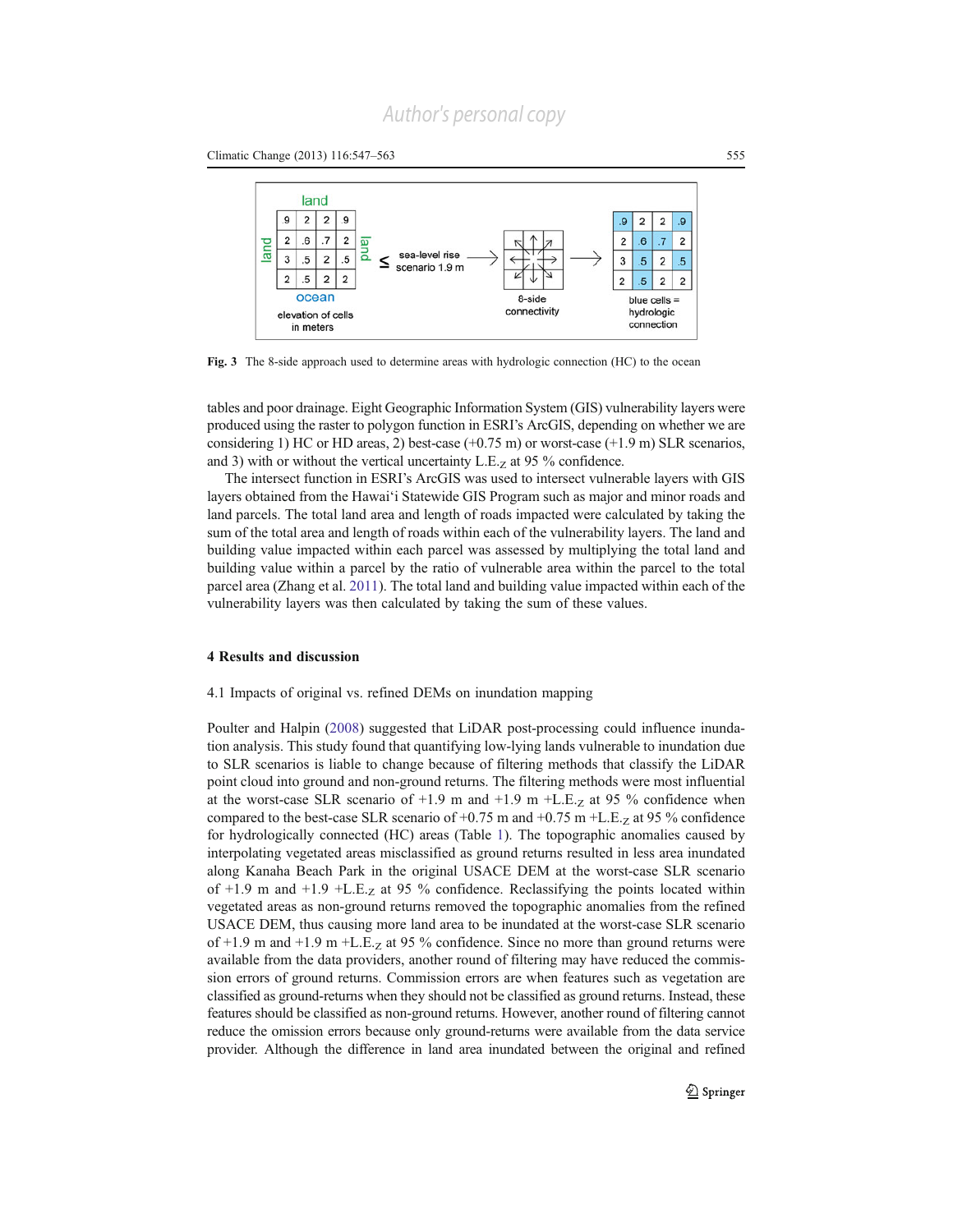Fig. 3 The 8-side approach used to determine areas with hydrologic connection (HC) to the ocean

tables and poor drainage. Eight Geographic Information System (GIS) vulnerability layers were produced using the raster to polygon function in ESRI's ArcGIS, depending on whether we are considering 1) HC or HD areas, 2) best-case (+0.75 m) or worst-case (+1.9 m) SLR scenarios, and 3) with or without the vertical uncertainty $L.E._Z$ at 95 % confidence.

The intersect function in ESRI's ArcGIS was used to intersect vulnerable layers with GIS layers obtained from the Hawai'i Statewide GIS Program such as major and minor roads and land parcels. The total land area and length of roads impacted were calculated by taking the sum of the total area and length of roads within each of the vulnerability layers. The land and building value impacted within each parcel was assessed by multiplying the total land and building value within a parcel by the ratio of vulnerable area within the parcel to the total parcel area (Zhang et al. 2011). The total land and building value impacted within each of the vulnerability layers was then calculated by taking the sum of these values.

## 4 Results and discussion

### 4.1 Impacts of original vs. refined DEMs on inundation mapping

Poulter and Halpin (2008) suggested that LiDAR post-processing could influence inundation analysis. This study found that quantifying low-lying lands vulnerable to inundation due to SLR scenarios is liable to change because of filtering methods that classify the LiDAR point cloud into ground and non-ground returns. The filtering methods were most influential at the worst-case SLR scenario of +1.9 m and +1.9 m $+L.E._Z$ at 95 % confidence when compared to the best-case SLR scenario of +0.75 m and +0.75 m $+L.E._Z$ at 95 % confidence for hydrologically connected (HC) areas (Table 1). The topographic anomalies caused by interpolating vegetated areas misclassified as ground returns resulted in less area inundated along Kanaha Beach Park in the original USACE DEM at the worst-case SLR scenario of +1.9 m and +1.9 $+L.E._Z$ at 95 % confidence. Reclassifying the points located within vegetated areas as non-ground returns removed the topographic anomalies from the refined USACE DEM, thus causing more land area to be inundated at the worst-case SLR scenario of +1.9 m and +1.9 m $+L.E._Z$ at 95 % confidence. Since no more than ground returns were available from the data providers, another round of filtering may have reduced the commission errors of ground returns. Commission errors are when features such as vegetation are classified as ground-returns when they should not be classified as ground returns. Instead, these features should be classified as non-ground returns. However, another round of filtering cannot reduce the omission errors because only ground-returns were available from the data service provider. Although the difference in land area inundated between the original and refined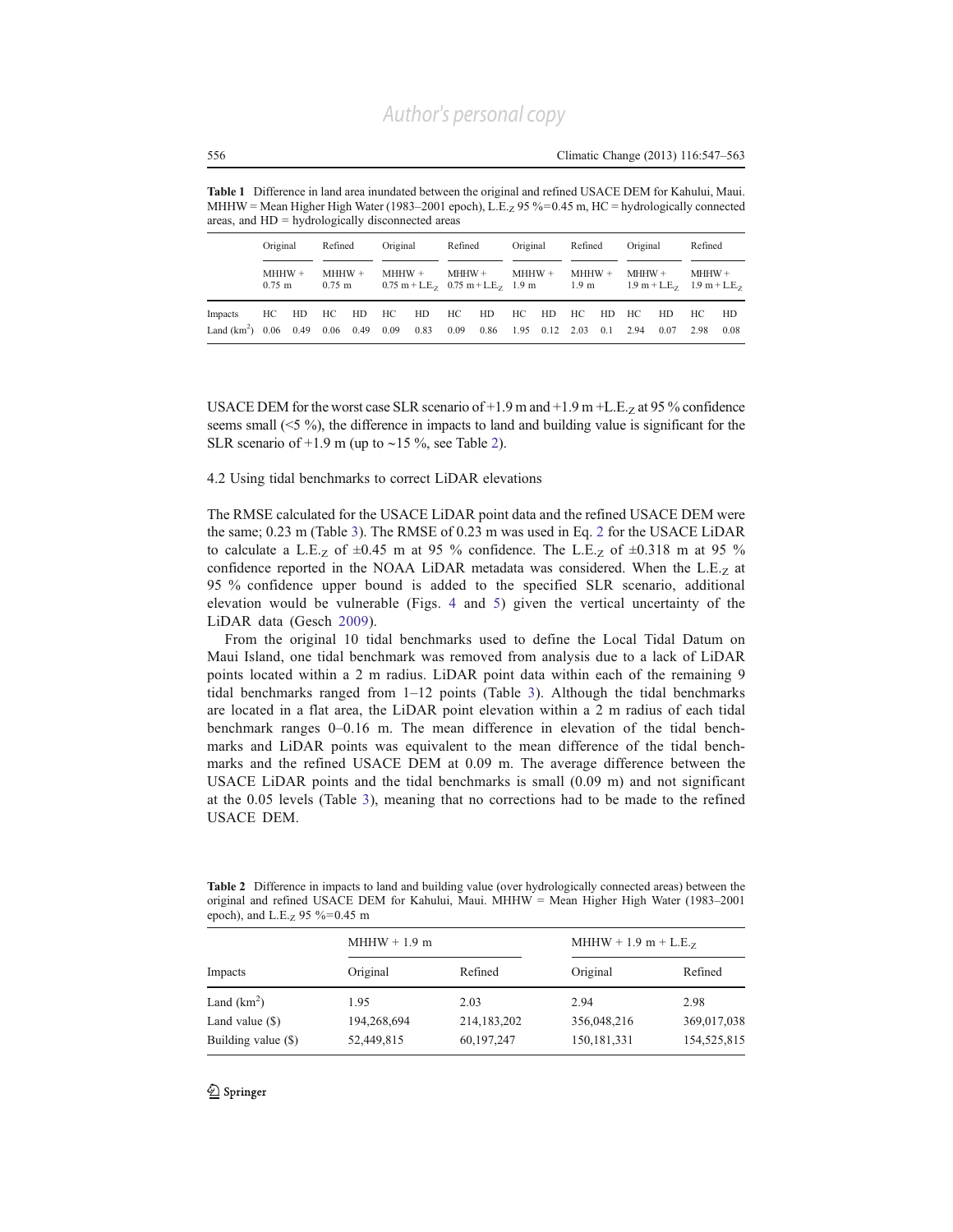**Table 1** Difference in land area inundated between the original and refined USACE DEM for Kahului, Maui. MHHW = Mean Higher High Water (1983–2001 epoch), $L.E._Z$ 95 %=0.45 m, HC = hydrologically connected areas, and HD = hydrologically disconnected areas

| | Original | | Refined | | Original | | Refined | | Original | | Refined | | Original | | Refined | |
|---|---|---|---|---|---|---|---|---|---|---|---|---|---|---|---|---|
| | MHHW + 0.75 m | | MHHW + 0.75 m | | MHHW + 0.75 m + $L.E._Z$ | | MHHW + 0.75 m + $L.E._Z$ | | MHHW + 1.9 m | | MHHW + 1.9 m | | MHHW + 1.9 m + $L.E._Z$ | | MHHW + 1.9 m + $L.E._Z$ | |
| Impacts | HC | HD | HC | HD | HC | HD | HC | HD | HC | HD | HC | HD | HC | HD | HC | HD |
| Land (km$^2$) | 0.06 | 0.49 | 0.06 | 0.49 | 0.09 | 0.83 | 0.09 | 0.86 | 1.95 | 0.12 | 2.03 | 0.1 | 2.94 | 0.07 | 2.98 | 0.08 |

USACE DEM for the worst case SLR scenario of +1.9 m and +1.9 m +$L.E._Z$ at 95 % confidence seems small (<5 %), the difference in impacts to land and building value is significant for the SLR scenario of +1.9 m (up to ~15 %, see Table 2).

### 4.2 Using tidal benchmarks to correct LiDAR elevations

The RMSE calculated for the USACE LiDAR point data and the refined USACE DEM were the same; 0.23 m (Table 3). The RMSE of 0.23 m was used in Eq. 2 for the USACE LiDAR to calculate a $L.E._Z$ of ±0.45 m at 95 % confidence. The $L.E._Z$ of ±0.318 m at 95 % confidence reported in the NOAA LiDAR metadata was considered. When the $L.E._Z$ at 95 % confidence upper bound is added to the specified SLR scenario, additional elevation would be vulnerable (Figs. 4 and 5) given the vertical uncertainty of the LiDAR data (Gesch 2009).

From the original 10 tidal benchmarks used to define the Local Tidal Datum on Maui Island, one tidal benchmark was removed from analysis due to a lack of LiDAR points located within a 2 m radius. LiDAR point data within each of the remaining 9 tidal benchmarks ranged from 1–12 points (Table 3). Although the tidal benchmarks are located in a flat area, the LiDAR point elevation within a 2 m radius of each tidal benchmark ranges 0–0.16 m. The mean difference in elevation of the tidal benchmarks and LiDAR points was equivalent to the mean difference of the tidal benchmarks and the refined USACE DEM at 0.09 m. The average difference between the USACE LiDAR points and the tidal benchmarks is small (0.09 m) and not significant at the 0.05 levels (Table 3), meaning that no corrections had to be made to the refined USACE DEM.

**Table 2** Difference in impacts to land and building value (over hydrologically connected areas) between the original and refined USACE DEM for Kahului, Maui. MHHW = Mean Higher High Water (1983–2001 epoch), and $L.E._Z$ 95 %=0.45 m

| | MHHW + 1.9 m | | MHHW + 1.9 m + $L.E._Z$ | |
|---|---|---|---|---|
| Impacts | Original | Refined | Original | Refined |
| Land (km$^2$) | 1.95 | 2.03 | 2.94 | 2.98 |
| Land value ($) | 194,268,694 | 214,183,202 | 356,048,216 | 369,017,038 |
| Building value ($) | 52,449,815 | 60,197,247 | 150,181,331 | 154,525,815 |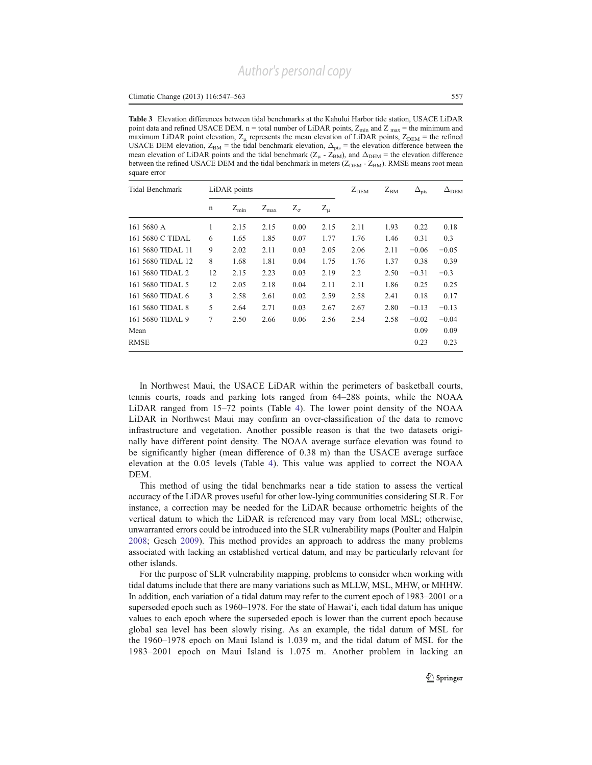**Table 3** Elevation differences between tidal benchmarks at the Kahului Harbor tide station, USACE LiDAR point data and refined USACE DEM. n = total number of LiDAR points, $Z_{min}$ and $Z_{max}$ = the minimum and maximum LiDAR point elevation, $Z_{\mu}$ represents the mean elevation of LiDAR points, $Z_{DEM}$ = the refined USACE DEM elevation, $Z_{BM}$ = the tidal benchmark elevation, $\Delta_{pts}$ = the elevation difference between the mean elevation of LiDAR points and the tidal benchmark ($Z_{\mu}$ - $Z_{BM}$), and $\Delta_{DEM}$ = the elevation difference between the refined USACE DEM and the tidal benchmark in meters ($Z_{DEM}$ - $Z_{BM}$). RMSE means root mean square error

| Tidal Benchmark | LiDAR points | | | | | $Z_{DEM}$ | $Z_{BM}$ | $\Delta_{pts}$ | $\Delta_{DEM}$ |
|---|---|---|---|---|---|---|---|---|---|
| | n | $Z_{min}$ | $Z_{max}$ | $Z_{\sigma}$ | $Z_{\mu}$ | | | | |
| 161 5680 A | 1 | 2.15 | 2.15 | 0.00 | 2.15 | 2.11 | 1.93 | 0.22 | 0.18 |
| 161 5680 C TIDAL | 6 | 1.65 | 1.85 | 0.07 | 1.77 | 1.76 | 1.46 | 0.31 | 0.3 |
| 161 5680 TIDAL 11 | 9 | 2.02 | 2.11 | 0.03 | 2.05 | 2.06 | 2.11 | −0.06 | −0.05 |
| 161 5680 TIDAL 12 | 8 | 1.68 | 1.81 | 0.04 | 1.75 | 1.76 | 1.37 | 0.38 | 0.39 |
| 161 5680 TIDAL 2 | 12 | 2.15 | 2.23 | 0.03 | 2.19 | 2.2 | 2.50 | −0.31 | −0.3 |
| 161 5680 TIDAL 5 | 12 | 2.05 | 2.18 | 0.04 | 2.11 | 2.11 | 1.86 | 0.25 | 0.25 |
| 161 5680 TIDAL 6 | 3 | 2.58 | 2.61 | 0.02 | 2.59 | 2.58 | 2.41 | 0.18 | 0.17 |
| 161 5680 TIDAL 8 | 5 | 2.64 | 2.71 | 0.03 | 2.67 | 2.67 | 2.80 | −0.13 | −0.13 |
| 161 5680 TIDAL 9 | 7 | 2.50 | 2.66 | 0.06 | 2.56 | 2.54 | 2.58 | −0.02 | −0.04 |
| Mean | | | | | | | | 0.09 | 0.09 |
| RMSE | | | | | | | | 0.23 | 0.23 |

In Northwest Maui, the USACE LiDAR within the perimeters of basketball courts, tennis courts, roads and parking lots ranged from 64–288 points, while the NOAA LiDAR ranged from 15–72 points (Table 4). The lower point density of the NOAA LiDAR in Northwest Maui may confirm an over-classification of the data to remove infrastructure and vegetation. Another possible reason is that the two datasets originally have different point density. The NOAA average surface elevation was found to be significantly higher (mean difference of 0.38 m) than the USACE average surface elevation at the 0.05 levels (Table 4). This value was applied to correct the NOAA DEM.

This method of using the tidal benchmarks near a tide station to assess the vertical accuracy of the LiDAR proves useful for other low-lying communities considering SLR. For instance, a correction may be needed for the LiDAR because orthometric heights of the vertical datum to which the LiDAR is referenced may vary from local MSL; otherwise, unwarranted errors could be introduced into the SLR vulnerability maps (Poulter and Halpin 2008; Gesch 2009). This method provides an approach to address the many problems associated with lacking an established vertical datum, and may be particularly relevant for other islands.

For the purpose of SLR vulnerability mapping, problems to consider when working with tidal datums include that there are many variations such as MLLW, MSL, MHW, or MHHW. In addition, each variation of a tidal datum may refer to the current epoch of 1983–2001 or a superseded epoch such as 1960–1978. For the state of Hawai‘i, each tidal datum has unique values to each epoch where the superseded epoch is lower than the current epoch because global sea level has been slowly rising. As an example, the tidal datum of MSL for the 1960–1978 epoch on Maui Island is 1.039 m, and the tidal datum of MSL for the 1983–2001 epoch on Maui Island is 1.075 m. Another problem in lacking an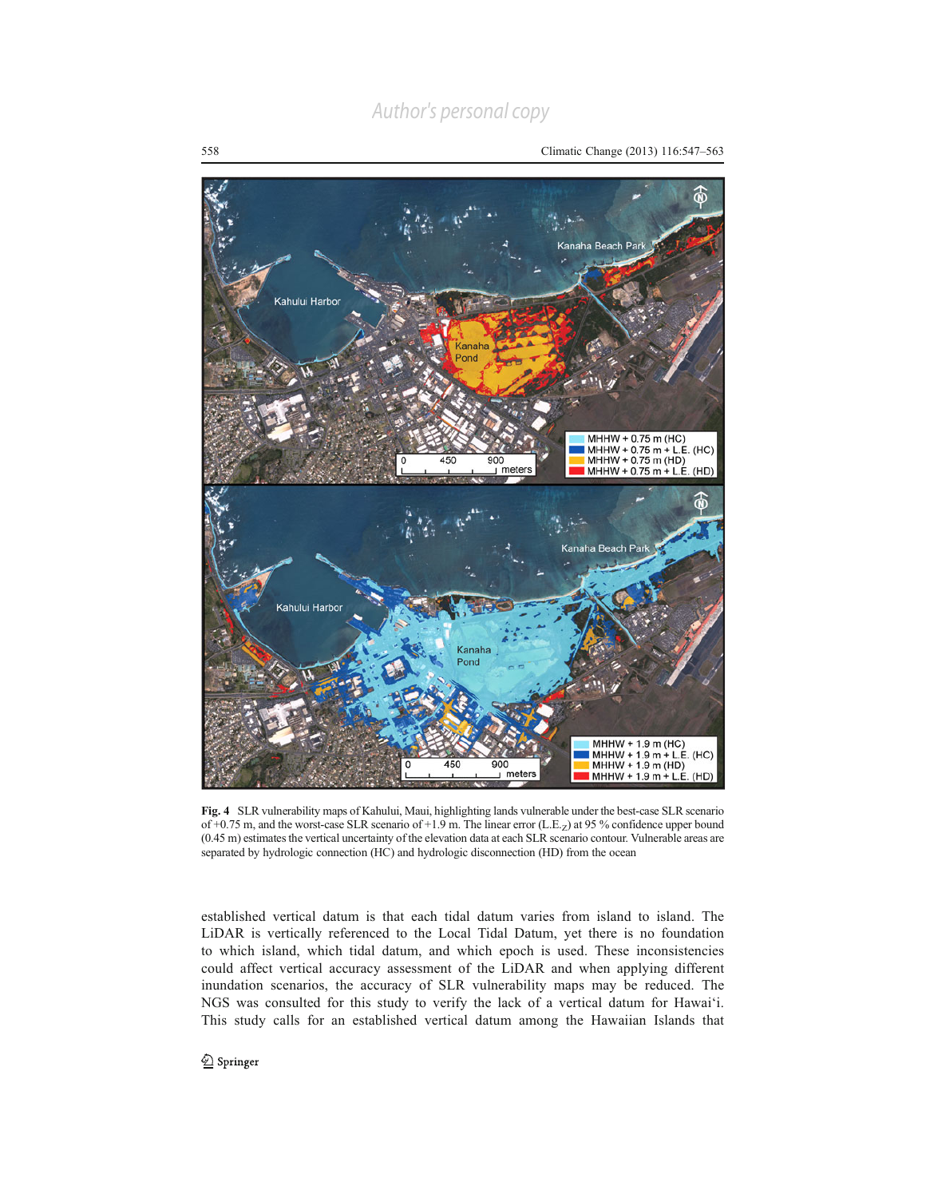Fig. 4 SLR vulnerability maps of Kahului, Maui, highlighting lands vulnerable under the best-case SLR scenario of +0.75 m, and the worst-case SLR scenario of +1.9 m. The linear error ($L.E._Z$) at 95 % confidence upper bound (0.45 m) estimates the vertical uncertainty of the elevation data at each SLR scenario contour. Vulnerable areas are separated by hydrologic connection (HC) and hydrologic disconnection (HD) from the ocean

established vertical datum is that each tidal datum varies from island to island. The LiDAR is vertically referenced to the Local Tidal Datum, yet there is no foundation to which island, which tidal datum, and which epoch is used. These inconsistencies could affect vertical accuracy assessment of the LiDAR and when applying different inundation scenarios, the accuracy of SLR vulnerability maps may be reduced. The NGS was consulted for this study to verify the lack of a vertical datum for Hawai‘i. This study calls for an established vertical datum among the Hawaiian Islands that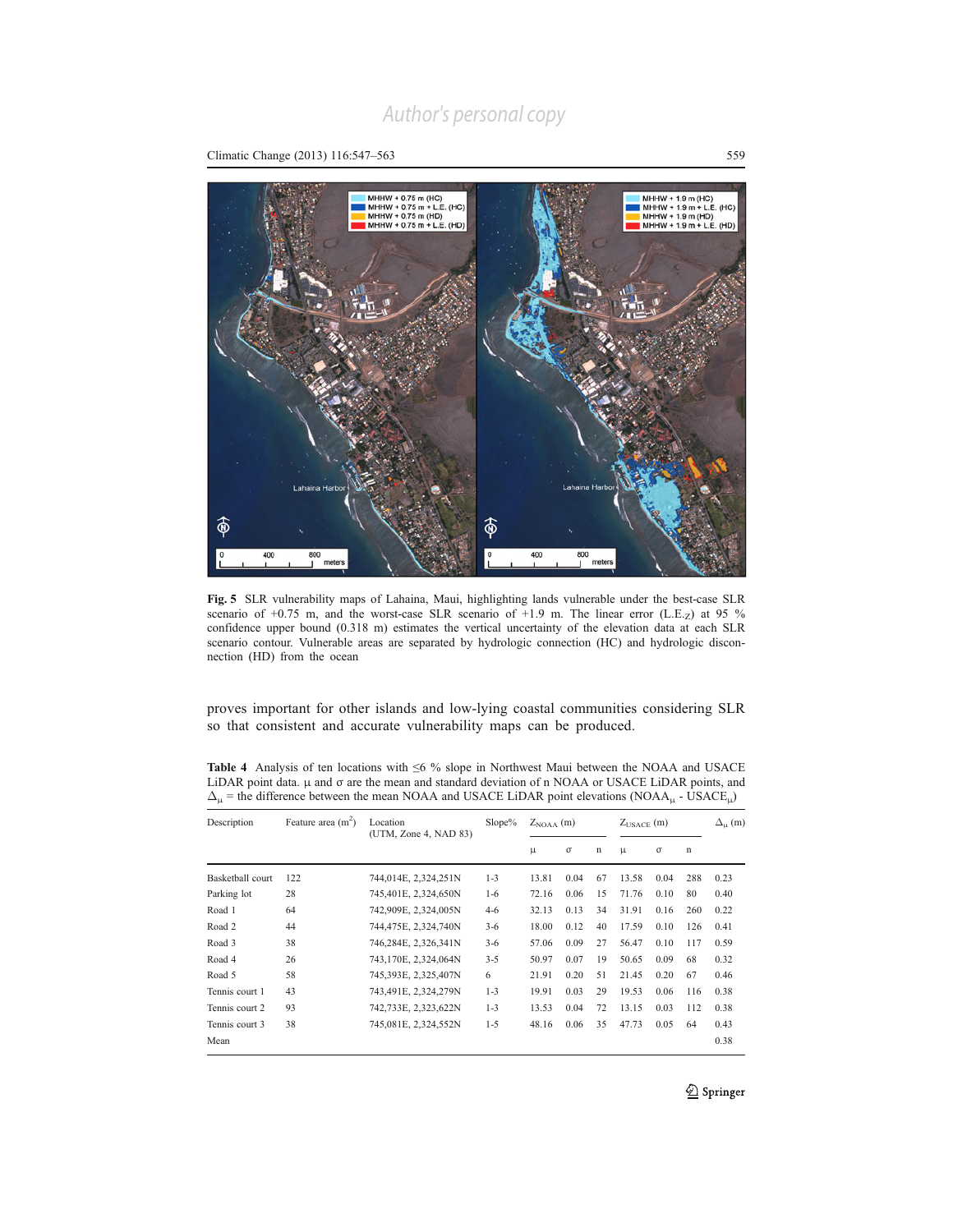Fig. 5 SLR vulnerability maps of Lahaina, Maui, highlighting lands vulnerable under the best-case SLR scenario of +0.75 m, and the worst-case SLR scenario of +1.9 m. The linear error (L.E.$_Z$) at 95 % confidence upper bound (0.318 m) estimates the vertical uncertainty of the elevation data at each SLR scenario contour. Vulnerable areas are separated by hydrologic connection (HC) and hydrologic disconnection (HD) from the ocean

proves important for other islands and low-lying coastal communities considering SLR so that consistent and accurate vulnerability maps can be produced.

Table 4 Analysis of ten locations with ≤6 % slope in Northwest Maui between the NOAA and USACE LiDAR point data. μ and σ are the mean and standard deviation of n NOAA or USACE LiDAR points, and $\Delta_\mu$ = the difference between the mean NOAA and USACE LiDAR point elevations (NOAA$_\mu$ - USACE$_\mu$)

| Description | Feature area (m$^2$) | Location (UTM, Zone 4, NAD 83) | Slope% | $Z_{NOAA}$ (m) | | | $Z_{USACE}$ (m) | | | $\Delta_\mu$ (m) |
|---|---|---|---|---|---|---|---|---|---|---|
| | | | | μ | σ | n | μ | σ | n | |
| Basketball court | 122 | 744,014E, 2,324,251N | 1-3 | 13.81 | 0.04 | 67 | 13.58 | 0.04 | 288 | 0.23 |
| Parking lot | 28 | 745,401E, 2,324,650N | 1-6 | 72.16 | 0.06 | 15 | 71.76 | 0.10 | 80 | 0.40 |
| Road 1 | 64 | 742,909E, 2,324,005N | 4-6 | 32.13 | 0.13 | 34 | 31.91 | 0.16 | 260 | 0.22 |
| Road 2 | 44 | 744,475E, 2,324,740N | 3-6 | 18.00 | 0.12 | 40 | 17.59 | 0.10 | 126 | 0.41 |
| Road 3 | 38 | 746,284E, 2,326,341N | 3-6 | 57.06 | 0.09 | 27 | 56.47 | 0.10 | 117 | 0.59 |
| Road 4 | 26 | 743,170E, 2,324,064N | 3-5 | 50.97 | 0.07 | 19 | 50.65 | 0.09 | 68 | 0.32 |
| Road 5 | 58 | 745,393E, 2,325,407N | 6 | 21.91 | 0.20 | 51 | 21.45 | 0.20 | 67 | 0.46 |
| Tennis court 1 | 43 | 743,491E, 2,324,279N | 1-3 | 19.91 | 0.03 | 29 | 19.53 | 0.06 | 116 | 0.38 |
| Tennis court 2 | 93 | 742,733E, 2,323,622N | 1-3 | 13.53 | 0.04 | 72 | 13.15 | 0.03 | 112 | 0.38 |
| Tennis court 3 | 38 | 745,081E, 2,324,552N | 1-5 | 48.16 | 0.06 | 35 | 47.73 | 0.05 | 64 | 0.43 |
| Mean | | | | | | | | | | 0.38 |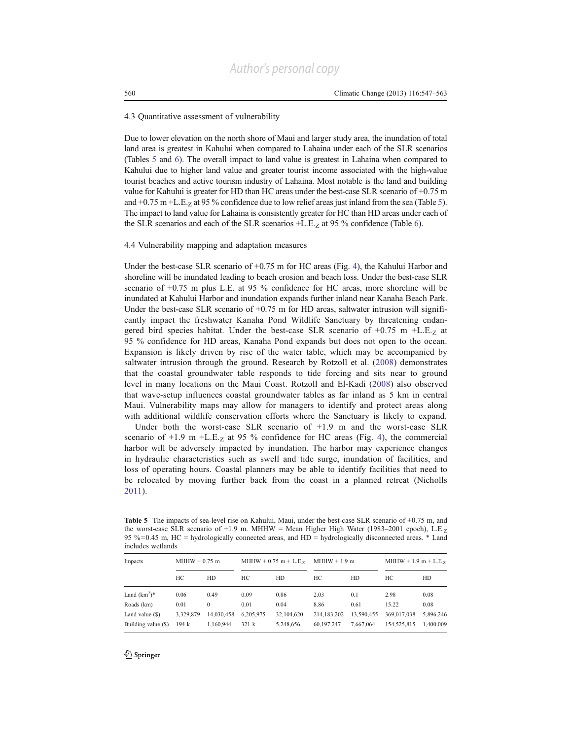### 4.3 Quantitative assessment of vulnerability

Due to lower elevation on the north shore of Maui and larger study area, the inundation of total land area is greatest in Kahului when compared to Lahaina under each of the SLR scenarios (Tables 5 and 6). The overall impact to land value is greatest in Lahaina when compared to Kahului due to higher land value and greater tourist income associated with the high-value tourist beaches and active tourism industry of Lahaina. Most notable is the land and building value for Kahului is greater for HD than HC areas under the best-case SLR scenario of +0.75 m and +0.75 m +L.E.$_Z$ at 95 % confidence due to low relief areas just inland from the sea (Table 5). The impact to land value for Lahaina is consistently greater for HC than HD areas under each of the SLR scenarios and each of the SLR scenarios +L.E.$_Z$ at 95 % confidence (Table 6).

### 4.4 Vulnerability mapping and adaptation measures

Under the best-case SLR scenario of +0.75 m for HC areas (Fig. 4), the Kahului Harbor and shoreline will be inundated leading to beach erosion and beach loss. Under the best-case SLR scenario of +0.75 m plus L.E. at 95 % confidence for HC areas, more shoreline will be inundated at Kahului Harbor and inundation expands further inland near Kanaha Beach Park. Under the best-case SLR scenario of +0.75 m for HD areas, saltwater intrusion will significantly impact the freshwater Kanaha Pond Wildlife Sanctuary by threatening endangered bird species habitat. Under the best-case SLR scenario of +0.75 m +L.E.$_Z$ at 95 % confidence for HD areas, Kanaha Pond expands but does not open to the ocean. Expansion is likely driven by rise of the water table, which may be accompanied by saltwater intrusion through the ground. Research by Rotzoll et al. (2008) demonstrates that the coastal groundwater table responds to tide forcing and sits near to ground level in many locations on the Maui Coast. Rotzoll and El-Kadi (2008) also observed that wave-setup influences coastal groundwater tables as far inland as 5 km in central Maui. Vulnerability maps may allow for managers to identify and protect areas along with additional wildlife conservation efforts where the Sanctuary is likely to expand.

Under both the worst-case SLR scenario of +1.9 m and the worst-case SLR scenario of +1.9 m +L.E.$_Z$ at 95 % confidence for HC areas (Fig. 4), the commercial harbor will be adversely impacted by inundation. The harbor may experience changes in hydraulic characteristics such as swell and tide surge, inundation of facilities, and loss of operating hours. Coastal planners may be able to identify facilities that need to be relocated by moving further back from the coast in a planned retreat (Nicholls 2011).

**Table 5** The impacts of sea-level rise on Kahului, Maui, under the best-case SLR scenario of +0.75 m, and the worst-case SLR scenario of +1.9 m. MHHW = Mean Higher High Water (1983–2001 epoch), L.E.$_Z$ 95 %=0.45 m, HC = hydrologically connected areas, and HD = hydrologically disconnected areas. * Land includes wetlands

| Impacts | MHHW + 0.75 m | | MHHW + 0.75 m + L.E.$_Z$ | | MHHW + 1.9 m | | MHHW + 1.9 m + L.E.$_Z$ | |
|---|---|---|---|---|---|---|---|---|
| | HC | HD | HC | HD | HC | HD | HC | HD |
| Land (km$^2$)* | 0.06 | 0.49 | 0.09 | 0.86 | 2.03 | 0.1 | 2.98 | 0.08 |
| Roads (km) | 0.01 | 0 | 0.01 | 0.04 | 8.86 | 0.61 | 15.22 | 0.08 |
| Land value ($) | 3,329,879 | 14,030,458 | 6,205,975 | 32,104,620 | 214,183,202 | 13,590,455 | 369,017,038 | 5,896,246 |
| Building value ($) | 194 k | 1,160,944 | 321 k | 5,248,656 | 60,197,247 | 7,667,064 | 154,525,815 | 1,400,009 |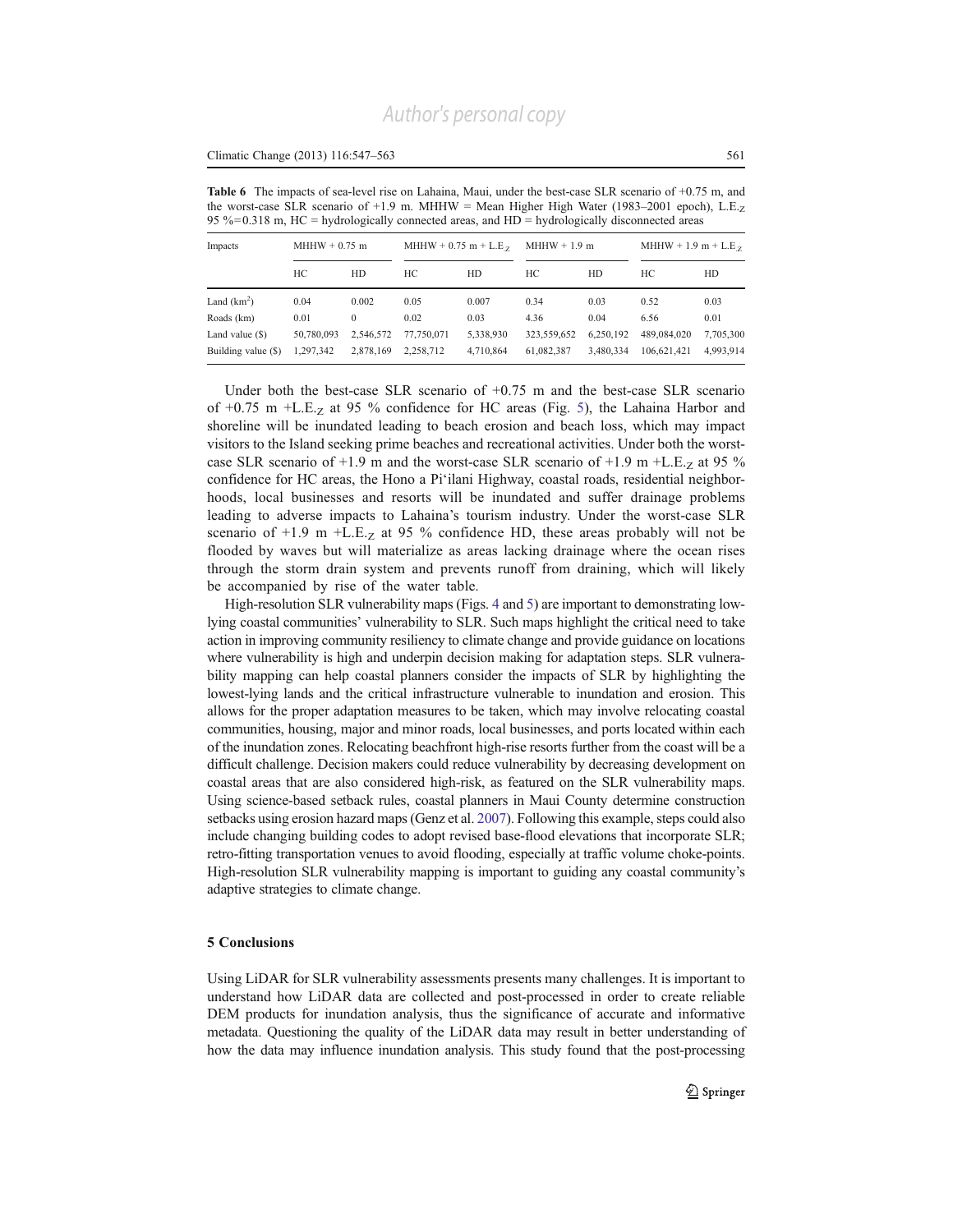**Table 6** The impacts of sea-level rise on Lahaina, Maui, under the best-case SLR scenario of +0.75 m, and the worst-case SLR scenario of +1.9 m. MHHW = Mean Higher High Water (1983–2001 epoch), $L.E._Z$ 95 %=0.318 m, HC = hydrologically connected areas, and HD = hydrologically disconnected areas

| Impacts | MHHW + 0.75 m | | MHHW + 0.75 m + $L.E._Z$ | | MHHW + 1.9 m | | MHHW + 1.9 m + $L.E._Z$ | |
|---|---|---|---|---|---|---|---|---|
| | HC | HD | HC | HD | HC | HD | HC | HD |
| Land ($km^2$) | 0.04 | 0.002 | 0.05 | 0.007 | 0.34 | 0.03 | 0.52 | 0.03 |
| Roads (km) | 0.01 | 0 | 0.02 | 0.03 | 4.36 | 0.04 | 6.56 | 0.01 |
| Land value ($) | 50,780,093 | 2,546,572 | 77,750,071 | 5,338,930 | 323,559,652 | 6,250,192 | 489,084,020 | 7,705,300 |
| Building value ($) | 1,297,342 | 2,878,169 | 2,258,712 | 4,710,864 | 61,082,387 | 3,480,334 | 106,621,421 | 4,993,914 |

Under both the best-case SLR scenario of +0.75 m and the best-case SLR scenario of +0.75 m $+L.E._Z$ at 95 % confidence for HC areas (Fig. 5), the Lahaina Harbor and shoreline will be inundated leading to beach erosion and beach loss, which may impact visitors to the Island seeking prime beaches and recreational activities. Under both the worst-case SLR scenario of +1.9 m and the worst-case SLR scenario of +1.9 m $+L.E._Z$ at 95 % confidence for HC areas, the Hono a Pi'ilani Highway, coastal roads, residential neighborhoods, local businesses and resorts will be inundated and suffer drainage problems leading to adverse impacts to Lahaina's tourism industry. Under the worst-case SLR scenario of +1.9 m $+L.E._Z$ at 95 % confidence HD, these areas probably will not be flooded by waves but will materialize as areas lacking drainage where the ocean rises through the storm drain system and prevents runoff from draining, which will likely be accompanied by rise of the water table.

High-resolution SLR vulnerability maps (Figs. 4 and 5) are important to demonstrating low-lying coastal communities' vulnerability to SLR. Such maps highlight the critical need to take action in improving community resiliency to climate change and provide guidance on locations where vulnerability is high and underpin decision making for adaptation steps. SLR vulnerability mapping can help coastal planners consider the impacts of SLR by highlighting the lowest-lying lands and the critical infrastructure vulnerable to inundation and erosion. This allows for the proper adaptation measures to be taken, which may involve relocating coastal communities, housing, major and minor roads, local businesses, and ports located within each of the inundation zones. Relocating beachfront high-rise resorts further from the coast will be a difficult challenge. Decision makers could reduce vulnerability by decreasing development on coastal areas that are also considered high-risk, as featured on the SLR vulnerability maps. Using science-based setback rules, coastal planners in Maui County determine construction setbacks using erosion hazard maps (Genz et al. 2007). Following this example, steps could also include changing building codes to adopt revised base-flood elevations that incorporate SLR; retro-fitting transportation venues to avoid flooding, especially at traffic volume choke-points. High-resolution SLR vulnerability mapping is important to guiding any coastal community's adaptive strategies to climate change.

## 5 Conclusions

Using LiDAR for SLR vulnerability assessments presents many challenges. It is important to understand how LiDAR data are collected and post-processed in order to create reliable DEM products for inundation analysis, thus the significance of accurate and informative metadata. Questioning the quality of the LiDAR data may result in better understanding of how the data may influence inundation analysis. This study found that the post-processing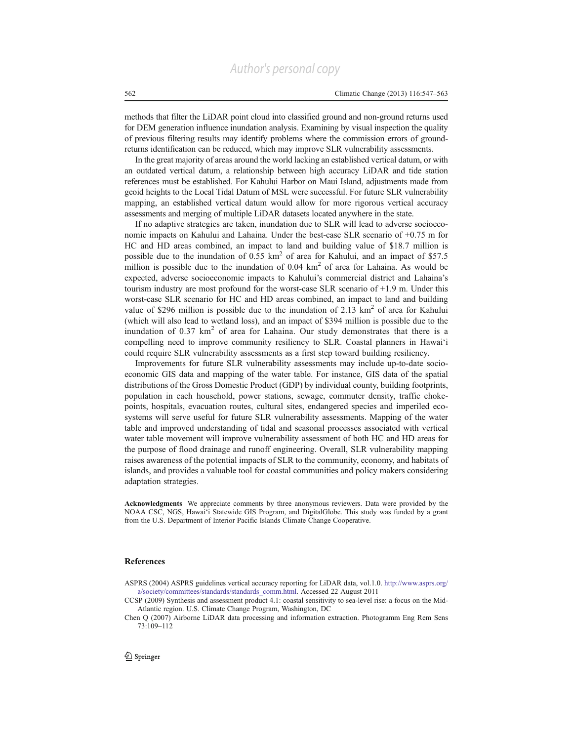methods that filter the LiDAR point cloud into classified ground and non-ground returns used for DEM generation influence inundation analysis. Examining by visual inspection the quality of previous filtering results may identify problems where the commission errors of ground-returns identification can be reduced, which may improve SLR vulnerability assessments.

In the great majority of areas around the world lacking an established vertical datum, or with an outdated vertical datum, a relationship between high accuracy LiDAR and tide station references must be established. For Kahului Harbor on Maui Island, adjustments made from geoid heights to the Local Tidal Datum of MSL were successful. For future SLR vulnerability mapping, an established vertical datum would allow for more rigorous vertical accuracy assessments and merging of multiple LiDAR datasets located anywhere in the state.

If no adaptive strategies are taken, inundation due to SLR will lead to adverse socioeconomic impacts on Kahului and Lahaina. Under the best-case SLR scenario of +0.75 m for HC and HD areas combined, an impact to land and building value of \$18.7 million is possible due to the inundation of 0.55 km$^2$ of area for Kahului, and an impact of \$57.5 million is possible due to the inundation of 0.04 km$^2$ of area for Lahaina. As would be expected, adverse socioeconomic impacts to Kahului's commercial district and Lahaina's tourism industry are most profound for the worst-case SLR scenario of +1.9 m. Under this worst-case SLR scenario for HC and HD areas combined, an impact to land and building value of \$296 million is possible due to the inundation of 2.13 km$^2$ of area for Kahului (which will also lead to wetland loss), and an impact of \$394 million is possible due to the inundation of 0.37 km$^2$ of area for Lahaina. Our study demonstrates that there is a compelling need to improve community resiliency to SLR. Coastal planners in Hawai'i could require SLR vulnerability assessments as a first step toward building resiliency.

Improvements for future SLR vulnerability assessments may include up-to-date socioeconomic GIS data and mapping of the water table. For instance, GIS data of the spatial distributions of the Gross Domestic Product (GDP) by individual county, building footprints, population in each household, power stations, sewage, commuter density, traffic chokepoints, hospitals, evacuation routes, cultural sites, endangered species and imperiled ecosystems will serve useful for future SLR vulnerability assessments. Mapping of the water table and improved understanding of tidal and seasonal processes associated with vertical water table movement will improve vulnerability assessment of both HC and HD areas for the purpose of flood drainage and runoff engineering. Overall, SLR vulnerability mapping raises awareness of the potential impacts of SLR to the community, economy, and habitats of islands, and provides a valuable tool for coastal communities and policy makers considering adaptation strategies.

**Acknowledgments** We appreciate comments by three anonymous reviewers. Data were provided by the NOAA CSC, NGS, Hawai'i Statewide GIS Program, and DigitalGlobe. This study was funded by a grant from the U.S. Department of Interior Pacific Islands Climate Change Cooperative.

## References

ASPRS (2004) ASPRS guidelines vertical accuracy reporting for LiDAR data, vol.1.0. http://www.asprs.org/a/society/committees/standards/standards_comm.html. Accessed 22 August 2011

CCSP (2009) Synthesis and assessment product 4.1: coastal sensitivity to sea-level rise: a focus on the Mid-Atlantic region. U.S. Climate Change Program, Washington, DC

Chen Q (2007) Airborne LiDAR data processing and information extraction. Photogramm Eng Rem Sens 73:109–112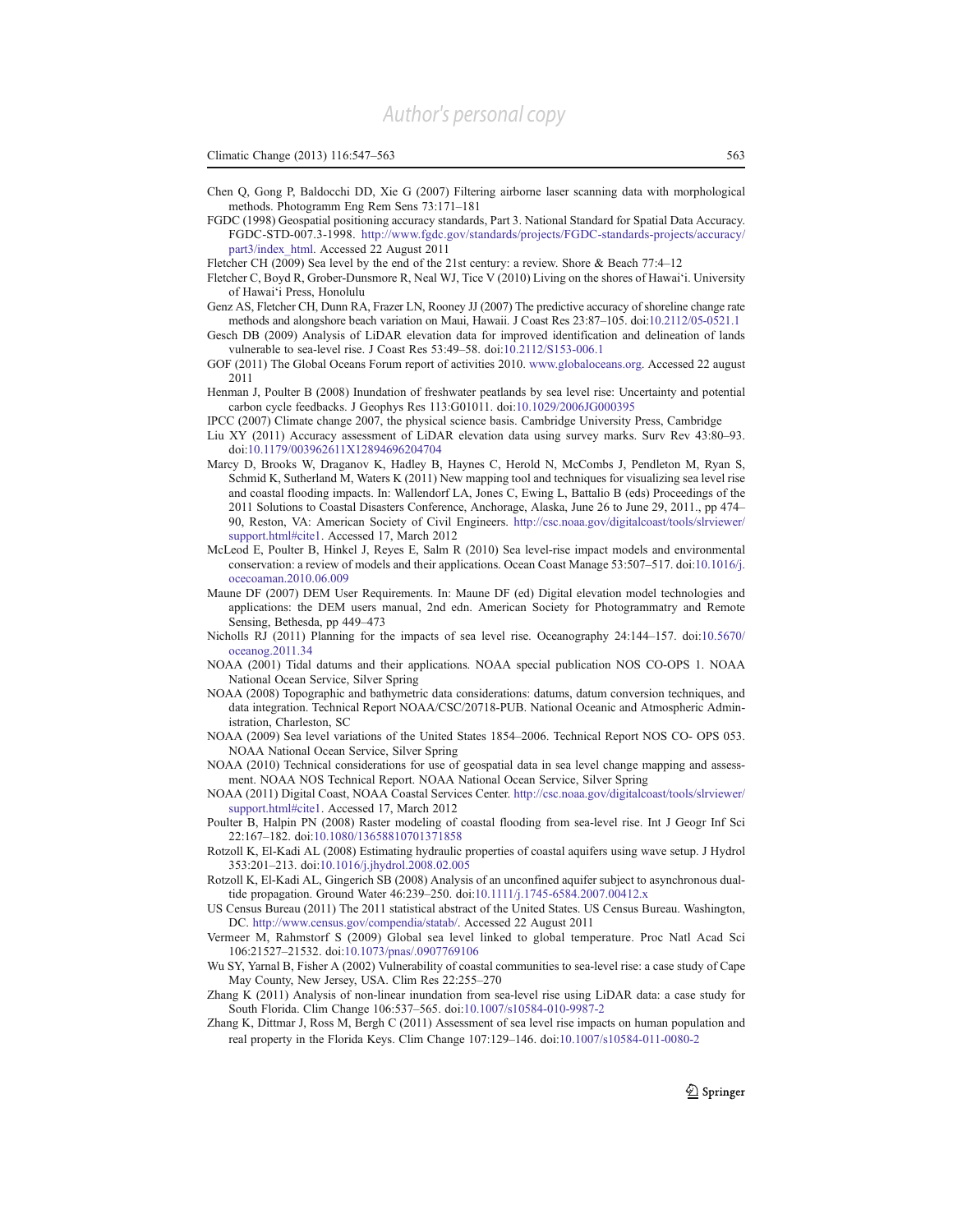Chen Q, Gong P, Baldocchi DD, Xie G (2007) Filtering airborne laser scanning data with morphological methods. Photogramm Eng Rem Sens 73:171–181

FGDC (1998) Geospatial positioning accuracy standards, Part 3. National Standard for Spatial Data Accuracy. FGDC-STD-007.3-1998. http://www.fgdc.gov/standards/projects/FGDC-standards-projects/accuracy/part3/index_html. Accessed 22 August 2011

Fletcher CH (2009) Sea level by the end of the 21st century: a review. Shore & Beach 77:4–12

Fletcher C, Boyd R, Grober-Dunsmore R, Neal WJ, Tice V (2010) Living on the shores of Hawai'i. University of Hawai'i Press, Honolulu

Genz AS, Fletcher CH, Dunn RA, Frazer LN, Rooney JJ (2007) The predictive accuracy of shoreline change rate methods and alongshore beach variation on Maui, Hawaii. J Coast Res 23:87–105. doi:10.2112/05-0521.1

Gesch DB (2009) Analysis of LiDAR elevation data for improved identification and delineation of lands vulnerable to sea-level rise. J Coast Res 53:49–58. doi:10.2112/S153-006.1

GOF (2011) The Global Oceans Forum report of activities 2010. www.globaloceans.org. Accessed 22 august 2011

Henman J, Poulter B (2008) Inundation of freshwater peatlands by sea level rise: Uncertainty and potential carbon cycle feedbacks. J Geophys Res 113:G01011. doi:10.1029/2006JG000395

IPCC (2007) Climate change 2007, the physical science basis. Cambridge University Press, Cambridge

Liu XY (2011) Accuracy assessment of LiDAR elevation data using survey marks. Surv Rev 43:80–93. doi:10.1179/003962611X12894696204704

Marcy D, Brooks W, Draganov K, Hadley B, Haynes C, Herold N, McCombs J, Pendleton M, Ryan S, Schmid K, Sutherland M, Waters K (2011) New mapping tool and techniques for visualizing sea level rise and coastal flooding impacts. In: Wallendorf LA, Jones C, Ewing L, Battalio B (eds) Proceedings of the 2011 Solutions to Coastal Disasters Conference, Anchorage, Alaska, June 26 to June 29, 2011., pp 474–90, Reston, VA: American Society of Civil Engineers. http://csc.noaa.gov/digitalcoast/tools/slrviewer/support.html#cite1. Accessed 17, March 2012

McLeod E, Poulter B, Hinkel J, Reyes E, Salm R (2010) Sea level-rise impact models and environmental conservation: a review of models and their applications. Ocean Coast Manage 53:507–517. doi:10.1016/j.ocecoaman.2010.06.009

Maune DF (2007) DEM User Requirements. In: Maune DF (ed) Digital elevation model technologies and applications: the DEM users manual, 2nd edn. American Society for Photogrammatry and Remote Sensing, Bethesda, pp 449–473

Nicholls RJ (2011) Planning for the impacts of sea level rise. Oceanography 24:144–157. doi:10.5670/oceanog.2011.34

NOAA (2001) Tidal datums and their applications. NOAA special publication NOS CO-OPS 1. NOAA National Ocean Service, Silver Spring

NOAA (2008) Topographic and bathymetric data considerations: datums, datum conversion techniques, and data integration. Technical Report NOAA/CSC/20718-PUB. National Oceanic and Atmospheric Administration, Charleston, SC

NOAA (2009) Sea level variations of the United States 1854–2006. Technical Report NOS CO- OPS 053. NOAA National Ocean Service, Silver Spring

NOAA (2010) Technical considerations for use of geospatial data in sea level change mapping and assessment. NOAA NOS Technical Report. NOAA National Ocean Service, Silver Spring

NOAA (2011) Digital Coast, NOAA Coastal Services Center. http://csc.noaa.gov/digitalcoast/tools/slrviewer/support.html#cite1. Accessed 17, March 2012

Poulter B, Halpin PN (2008) Raster modeling of coastal flooding from sea-level rise. Int J Geogr Inf Sci 22:167–182. doi:10.1080/13658810701371858

Rotzoll K, El-Kadi AL (2008) Estimating hydraulic properties of coastal aquifers using wave setup. J Hydrol 353:201–213. doi:10.1016/j.jhydrol.2008.02.005

Rotzoll K, El-Kadi AL, Gingerich SB (2008) Analysis of an unconfined aquifer subject to asynchronous dual-tide propagation. Ground Water 46:239–250. doi:10.1111/j.1745-6584.2007.00412.x

US Census Bureau (2011) The 2011 statistical abstract of the United States. US Census Bureau. Washington, DC. http://www.census.gov/compendia/statab/. Accessed 22 August 2011

Vermeer M, Rahmstorf S (2009) Global sea level linked to global temperature. Proc Natl Acad Sci 106:21527–21532. doi:10.1073/pnas/.0907769106

Wu SY, Yarnal B, Fisher A (2002) Vulnerability of coastal communities to sea-level rise: a case study of Cape May County, New Jersey, USA. Clim Res 22:255–270

Zhang K (2011) Analysis of non-linear inundation from sea-level rise using LiDAR data: a case study for South Florida. Clim Change 106:537–565. doi:10.1007/s10584-010-9987-2

Zhang K, Dittmar J, Ross M, Bergh C (2011) Assessment of sea level rise impacts on human population and real property in the Florida Keys. Clim Change 107:129–146. doi:10.1007/s10584-011-0080-2